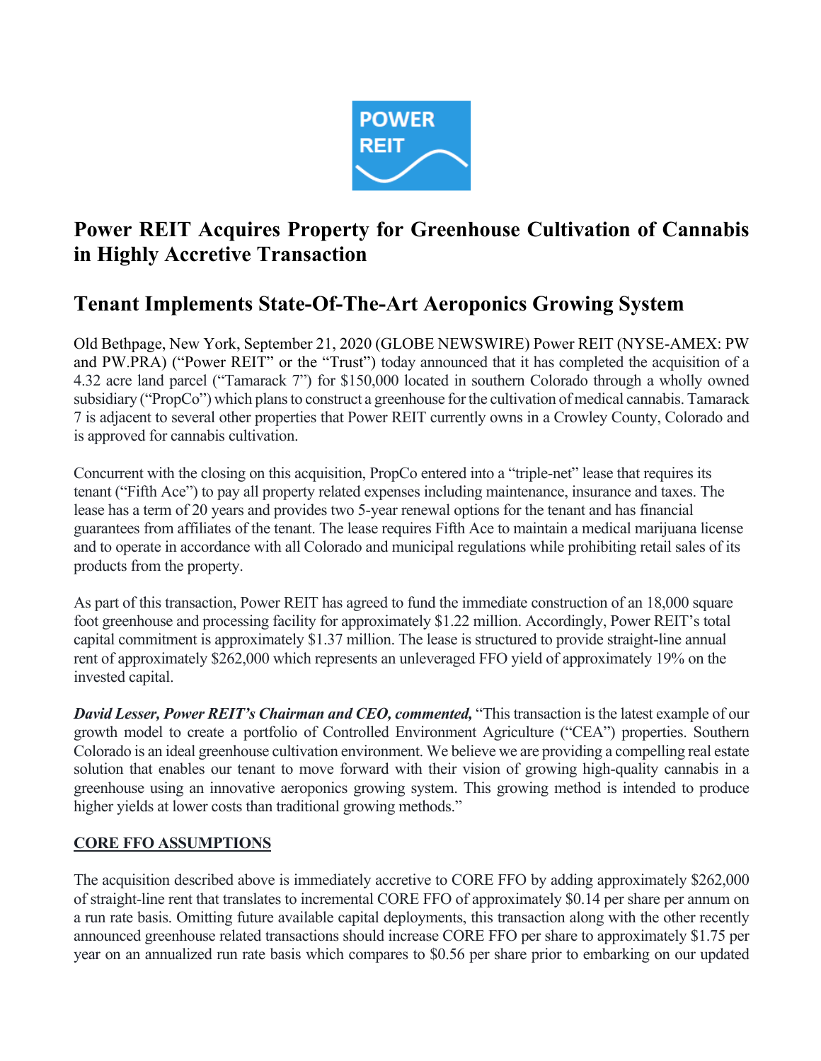# Power REIT Acquires Property for Greenhouse Cultivation of Cannabis in Highly Accretive Transaction

## Tenant Implements State-Of-The-Art Aeroponics Growing System

Old Bethpage, New York, September 21, 2020 (GLOBE NEWSWIRE) Power REIT (NYSE-AMEX: PW and PW.PRA) ("Power REIT" or the "Trust") today announced that it has completed the acquisition of a 4.32 acre land parcel ("Tamarack 7") for $150,000 located in southern Colorado through a wholly owned subsidiary ("PropCo") which plans to construct a greenhouse for the cultivation of medical cannabis. Tamarack 7 is adjacent to several other properties that Power REIT currently owns in a Crowley County, Colorado and is approved for cannabis cultivation.

Concurrent with the closing on this acquisition, PropCo entered into a "triple-net" lease that requires its tenant ("Fifth Ace") to pay all property related expenses including maintenance, insurance and taxes. The lease has a term of 20 years and provides two 5-year renewal options for the tenant and has financial guarantees from affiliates of the tenant. The lease requires Fifth Ace to maintain a medical marijuana license and to operate in accordance with all Colorado and municipal regulations while prohibiting retail sales of its products from the property.

As part of this transaction, Power REIT has agreed to fund the immediate construction of an 18,000 square foot greenhouse and processing facility for approximately $1.22 million. Accordingly, Power REIT's total capital commitment is approximately $1.37 million. The lease is structured to provide straight-line annual rent of approximately $262,000 which represents an unleveraged FFO yield of approximately 19% on the invested capital.

***David Lesser, Power REIT's Chairman and CEO, commented,*** "This transaction is the latest example of our growth model to create a portfolio of Controlled Environment Agriculture ("CEA") properties. Southern Colorado is an ideal greenhouse cultivation environment. We believe we are providing a compelling real estate solution that enables our tenant to move forward with their vision of growing high-quality cannabis in a greenhouse using an innovative aeroponics growing system. This growing method is intended to produce higher yields at lower costs than traditional growing methods."

**CORE FFO ASSUMPTIONS**

The acquisition described above is immediately accretive to CORE FFO by adding approximately $262,000 of straight-line rent that translates to incremental CORE FFO of approximately $0.14 per share per annum on a run rate basis. Omitting future available capital deployments, this transaction along with the other recently announced greenhouse related transactions should increase CORE FFO per share to approximately $1.75 per year on an annualized run rate basis which compares to $0.56 per share prior to embarking on our updated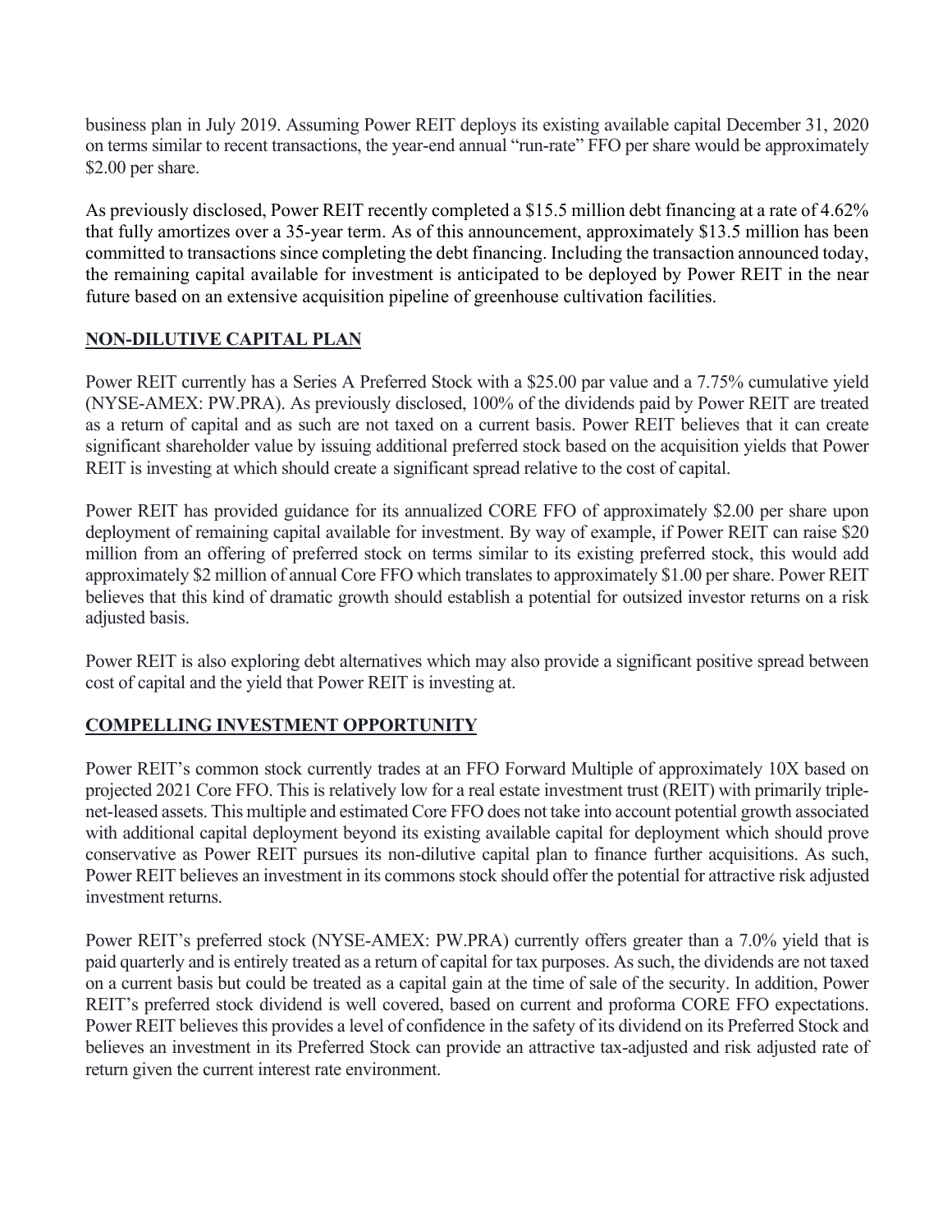business plan in July 2019. Assuming Power REIT deploys its existing available capital December 31, 2020 on terms similar to recent transactions, the year-end annual "run-rate" FFO per share would be approximately $2.00 per share.

As previously disclosed, Power REIT recently completed a $15.5 million debt financing at a rate of 4.62% that fully amortizes over a 35-year term. As of this announcement, approximately $13.5 million has been committed to transactions since completing the debt financing. Including the transaction announced today, the remaining capital available for investment is anticipated to be deployed by Power REIT in the near future based on an extensive acquisition pipeline of greenhouse cultivation facilities.

## NON-DILUTIVE CAPITAL PLAN

Power REIT currently has a Series A Preferred Stock with a $25.00 par value and a 7.75% cumulative yield (NYSE-AMEX: PW.PRA). As previously disclosed, 100% of the dividends paid by Power REIT are treated as a return of capital and as such are not taxed on a current basis. Power REIT believes that it can create significant shareholder value by issuing additional preferred stock based on the acquisition yields that Power REIT is investing at which should create a significant spread relative to the cost of capital.

Power REIT has provided guidance for its annualized CORE FFO of approximately $2.00 per share upon deployment of remaining capital available for investment. By way of example, if Power REIT can raise $20 million from an offering of preferred stock on terms similar to its existing preferred stock, this would add approximately $2 million of annual Core FFO which translates to approximately $1.00 per share. Power REIT believes that this kind of dramatic growth should establish a potential for outsized investor returns on a risk adjusted basis.

Power REIT is also exploring debt alternatives which may also provide a significant positive spread between cost of capital and the yield that Power REIT is investing at.

## COMPELLING INVESTMENT OPPORTUNITY

Power REIT's common stock currently trades at an FFO Forward Multiple of approximately 10X based on projected 2021 Core FFO. This is relatively low for a real estate investment trust (REIT) with primarily triple-net-leased assets. This multiple and estimated Core FFO does not take into account potential growth associated with additional capital deployment beyond its existing available capital for deployment which should prove conservative as Power REIT pursues its non-dilutive capital plan to finance further acquisitions. As such, Power REIT believes an investment in its commons stock should offer the potential for attractive risk adjusted investment returns.

Power REIT's preferred stock (NYSE-AMEX: PW.PRA) currently offers greater than a 7.0% yield that is paid quarterly and is entirely treated as a return of capital for tax purposes. As such, the dividends are not taxed on a current basis but could be treated as a capital gain at the time of sale of the security. In addition, Power REIT's preferred stock dividend is well covered, based on current and proforma CORE FFO expectations. Power REIT believes this provides a level of confidence in the safety of its dividend on its Preferred Stock and believes an investment in its Preferred Stock can provide an attractive tax-adjusted and risk adjusted rate of return given the current interest rate environment.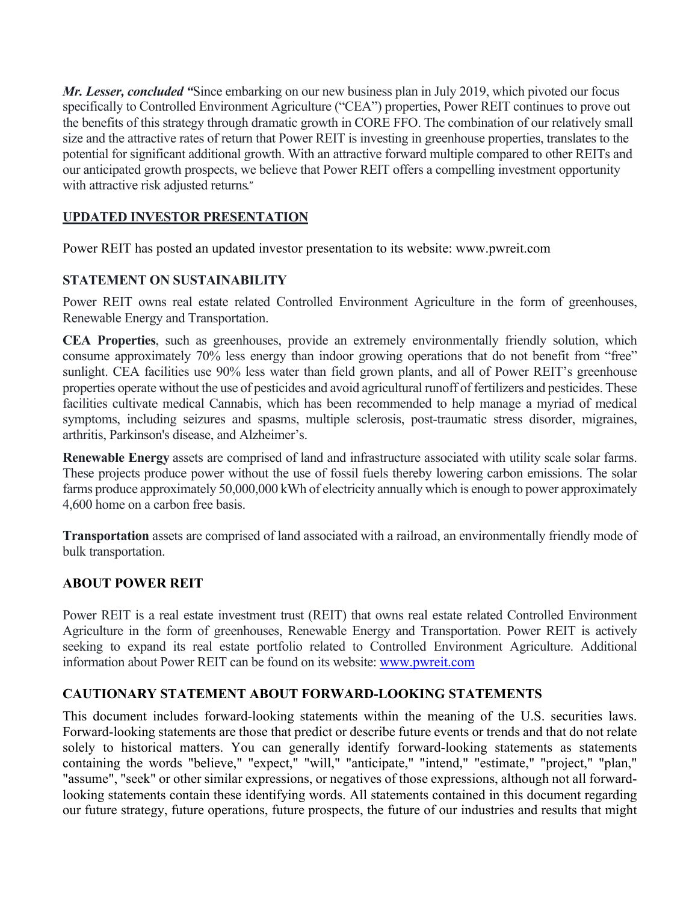***Mr. Lesser, concluded "***Since embarking on our new business plan in July 2019, which pivoted our focus specifically to Controlled Environment Agriculture ("CEA") properties, Power REIT continues to prove out the benefits of this strategy through dramatic growth in CORE FFO. The combination of our relatively small size and the attractive rates of return that Power REIT is investing in greenhouse properties, translates to the potential for significant additional growth. With an attractive forward multiple compared to other REITs and our anticipated growth prospects, we believe that Power REIT offers a compelling investment opportunity with attractive risk adjusted returns."

## UPDATED INVESTOR PRESENTATION

Power REIT has posted an updated investor presentation to its website: www.pwreit.com

## STATEMENT ON SUSTAINABILITY

Power REIT owns real estate related Controlled Environment Agriculture in the form of greenhouses, Renewable Energy and Transportation.

**CEA Properties**, such as greenhouses, provide an extremely environmentally friendly solution, which consume approximately 70% less energy than indoor growing operations that do not benefit from "free" sunlight. CEA facilities use 90% less water than field grown plants, and all of Power REIT's greenhouse properties operate without the use of pesticides and avoid agricultural runoff of fertilizers and pesticides. These facilities cultivate medical Cannabis, which has been recommended to help manage a myriad of medical symptoms, including seizures and spasms, multiple sclerosis, post-traumatic stress disorder, migraines, arthritis, Parkinson's disease, and Alzheimer's.

**Renewable Energy** assets are comprised of land and infrastructure associated with utility scale solar farms. These projects produce power without the use of fossil fuels thereby lowering carbon emissions. The solar farms produce approximately 50,000,000 kWh of electricity annually which is enough to power approximately 4,600 home on a carbon free basis.

**Transportation** assets are comprised of land associated with a railroad, an environmentally friendly mode of bulk transportation.

## ABOUT POWER REIT

Power REIT is a real estate investment trust (REIT) that owns real estate related Controlled Environment Agriculture in the form of greenhouses, Renewable Energy and Transportation. Power REIT is actively seeking to expand its real estate portfolio related to Controlled Environment Agriculture. Additional information about Power REIT can be found on its website: [www.pwreit.com](www.pwreit.com)

## CAUTIONARY STATEMENT ABOUT FORWARD-LOOKING STATEMENTS

This document includes forward-looking statements within the meaning of the U.S. securities laws. Forward-looking statements are those that predict or describe future events or trends and that do not relate solely to historical matters. You can generally identify forward-looking statements as statements containing the words "believe," "expect," "will," "anticipate," "intend," "estimate," "project," "plan," "assume", "seek" or other similar expressions, or negatives of those expressions, although not all forward-looking statements contain these identifying words. All statements contained in this document regarding our future strategy, future operations, future prospects, the future of our industries and results that might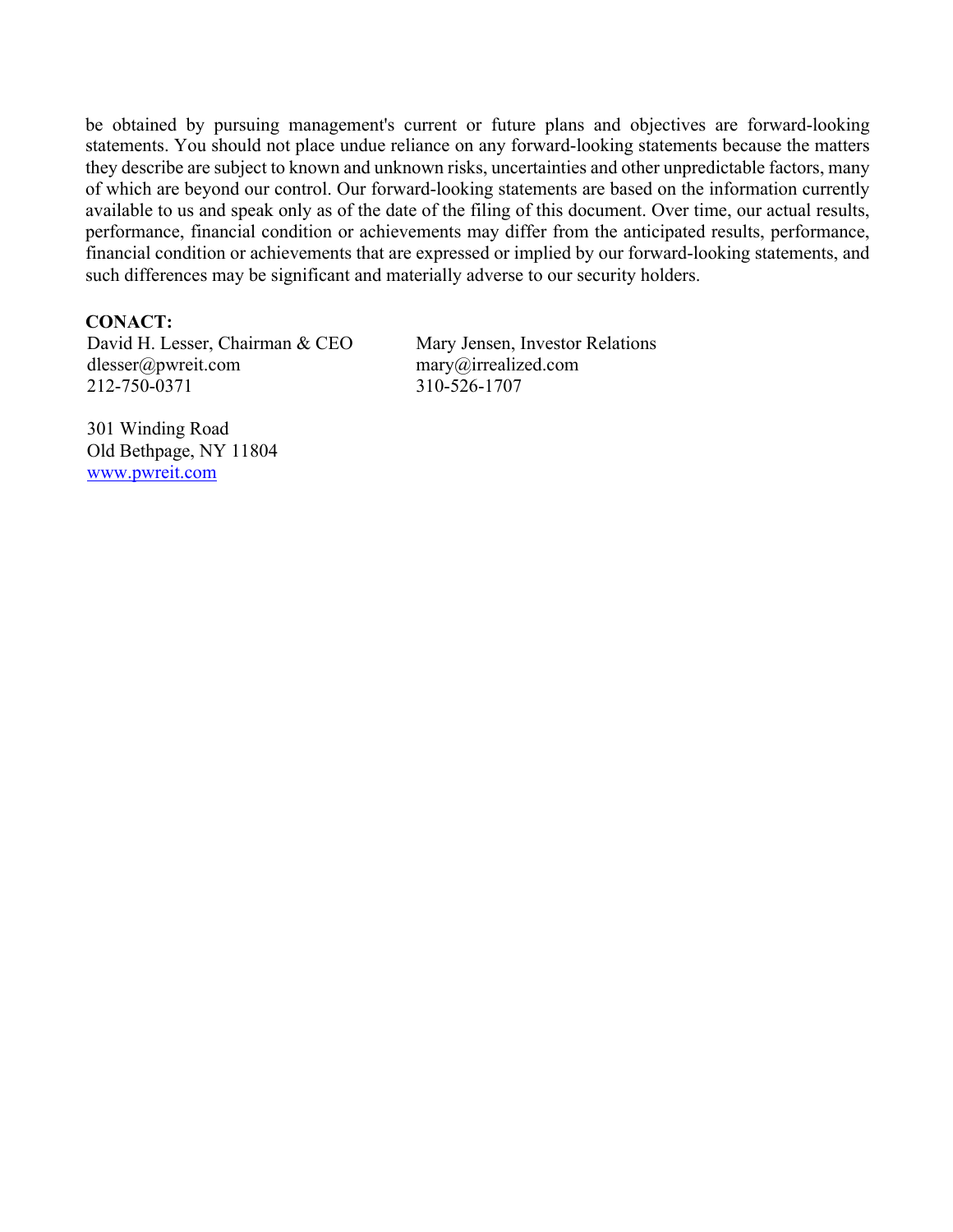be obtained by pursuing management's current or future plans and objectives are forward-looking statements. You should not place undue reliance on any forward-looking statements because the matters they describe are subject to known and unknown risks, uncertainties and other unpredictable factors, many of which are beyond our control. Our forward-looking statements are based on the information currently available to us and speak only as of the date of the filing of this document. Over time, our actual results, performance, financial condition or achievements may differ from the anticipated results, performance, financial condition or achievements that are expressed or implied by our forward-looking statements, and such differences may be significant and materially adverse to our security holders.

**CONACT:**

David H. Lesser, Chairman & CEO
dlesser@pwreit.com
212-750-0371

Mary Jensen, Investor Relations
mary@irrealized.com
310-526-1707

301 Winding Road
Old Bethpage, NY 11804
www.pwreit.com